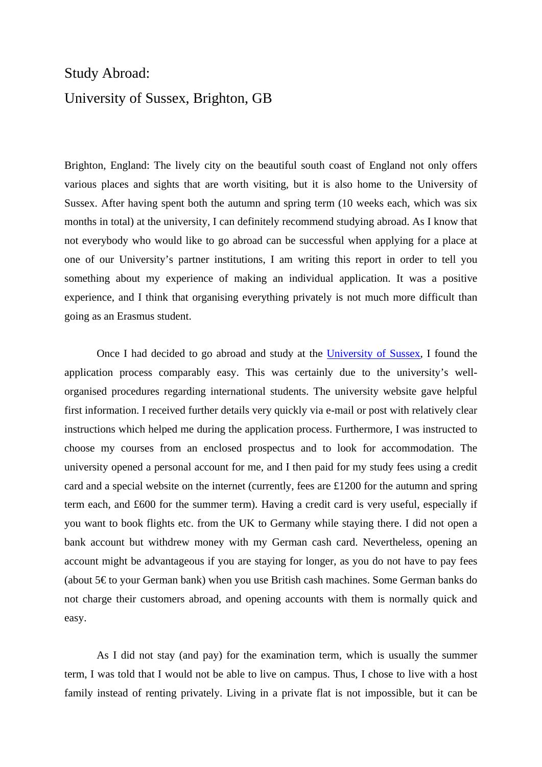# Study Abroad:
# University of Sussex, Brighton, GB

Brighton, England: The lively city on the beautiful south coast of England not only offers various places and sights that are worth visiting, but it is also home to the University of Sussex. After having spent both the autumn and spring term (10 weeks each, which was six months in total) at the university, I can definitely recommend studying abroad. As I know that not everybody who would like to go abroad can be successful when applying for a place at one of our University's partner institutions, I am writing this report in order to tell you something about my experience of making an individual application. It was a positive experience, and I think that organising everything privately is not much more difficult than going as an Erasmus student.

Once I had decided to go abroad and study at the University of Sussex, I found the application process comparably easy. This was certainly due to the university's well-organised procedures regarding international students. The university website gave helpful first information. I received further details very quickly via e-mail or post with relatively clear instructions which helped me during the application process. Furthermore, I was instructed to choose my courses from an enclosed prospectus and to look for accommodation. The university opened a personal account for me, and I then paid for my study fees using a credit card and a special website on the internet (currently, fees are £1200 for the autumn and spring term each, and £600 for the summer term). Having a credit card is very useful, especially if you want to book flights etc. from the UK to Germany while staying there. I did not open a bank account but withdrew money with my German cash card. Nevertheless, opening an account might be advantageous if you are staying for longer, as you do not have to pay fees (about 5€ to your German bank) when you use British cash machines. Some German banks do not charge their customers abroad, and opening accounts with them is normally quick and easy.

As I did not stay (and pay) for the examination term, which is usually the summer term, I was told that I would not be able to live on campus. Thus, I chose to live with a host family instead of renting privately. Living in a private flat is not impossible, but it can be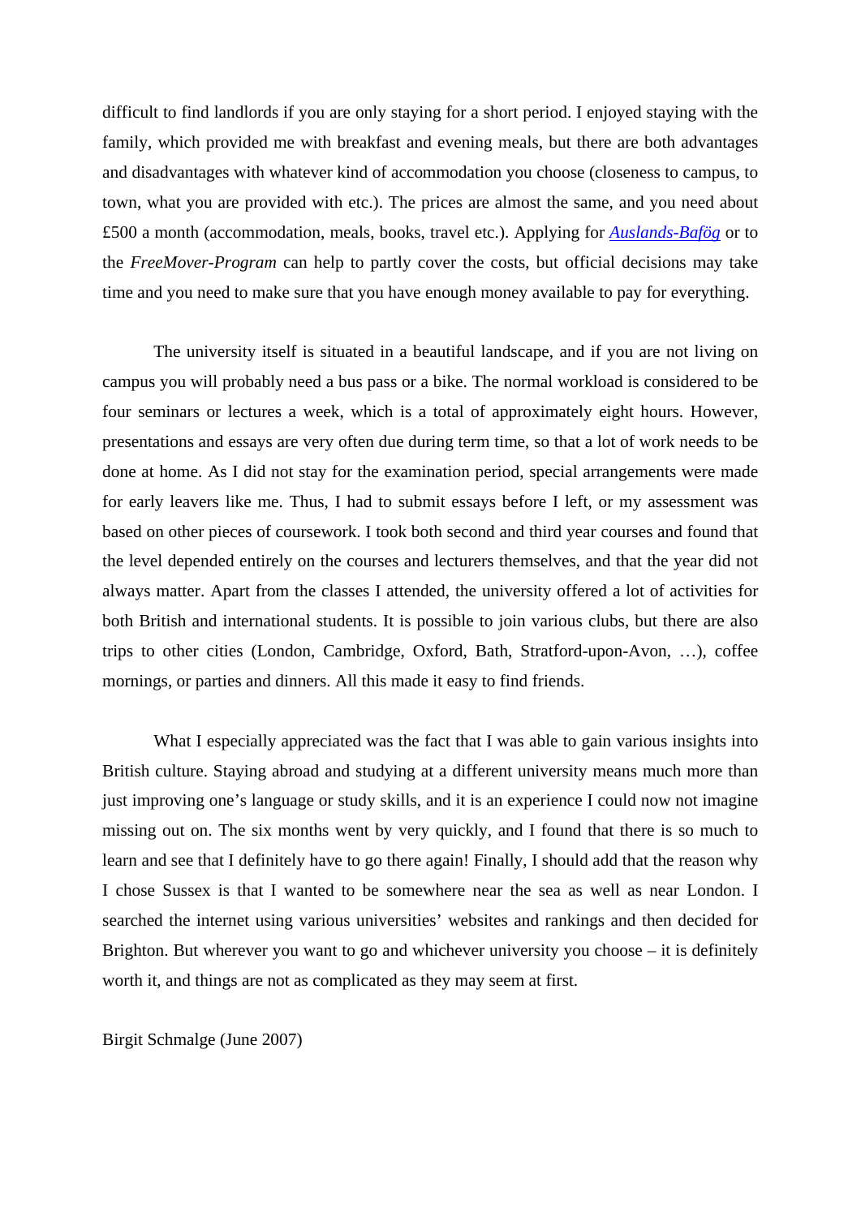difficult to find landlords if you are only staying for a short period. I enjoyed staying with the family, which provided me with breakfast and evening meals, but there are both advantages and disadvantages with whatever kind of accommodation you choose (closeness to campus, to town, what you are provided with etc.). The prices are almost the same, and you need about £500 a month (accommodation, meals, books, travel etc.). Applying for *Auslands-Bafög* or to the *FreeMover-Program* can help to partly cover the costs, but official decisions may take time and you need to make sure that you have enough money available to pay for everything.

The university itself is situated in a beautiful landscape, and if you are not living on campus you will probably need a bus pass or a bike. The normal workload is considered to be four seminars or lectures a week, which is a total of approximately eight hours. However, presentations and essays are very often due during term time, so that a lot of work needs to be done at home. As I did not stay for the examination period, special arrangements were made for early leavers like me. Thus, I had to submit essays before I left, or my assessment was based on other pieces of coursework. I took both second and third year courses and found that the level depended entirely on the courses and lecturers themselves, and that the year did not always matter. Apart from the classes I attended, the university offered a lot of activities for both British and international students. It is possible to join various clubs, but there are also trips to other cities (London, Cambridge, Oxford, Bath, Stratford-upon-Avon, …), coffee mornings, or parties and dinners. All this made it easy to find friends.

What I especially appreciated was the fact that I was able to gain various insights into British culture. Staying abroad and studying at a different university means much more than just improving one's language or study skills, and it is an experience I could now not imagine missing out on. The six months went by very quickly, and I found that there is so much to learn and see that I definitely have to go there again! Finally, I should add that the reason why I chose Sussex is that I wanted to be somewhere near the sea as well as near London. I searched the internet using various universities' websites and rankings and then decided for Brighton. But wherever you want to go and whichever university you choose – it is definitely worth it, and things are not as complicated as they may seem at first.

Birgit Schmalge (June 2007)